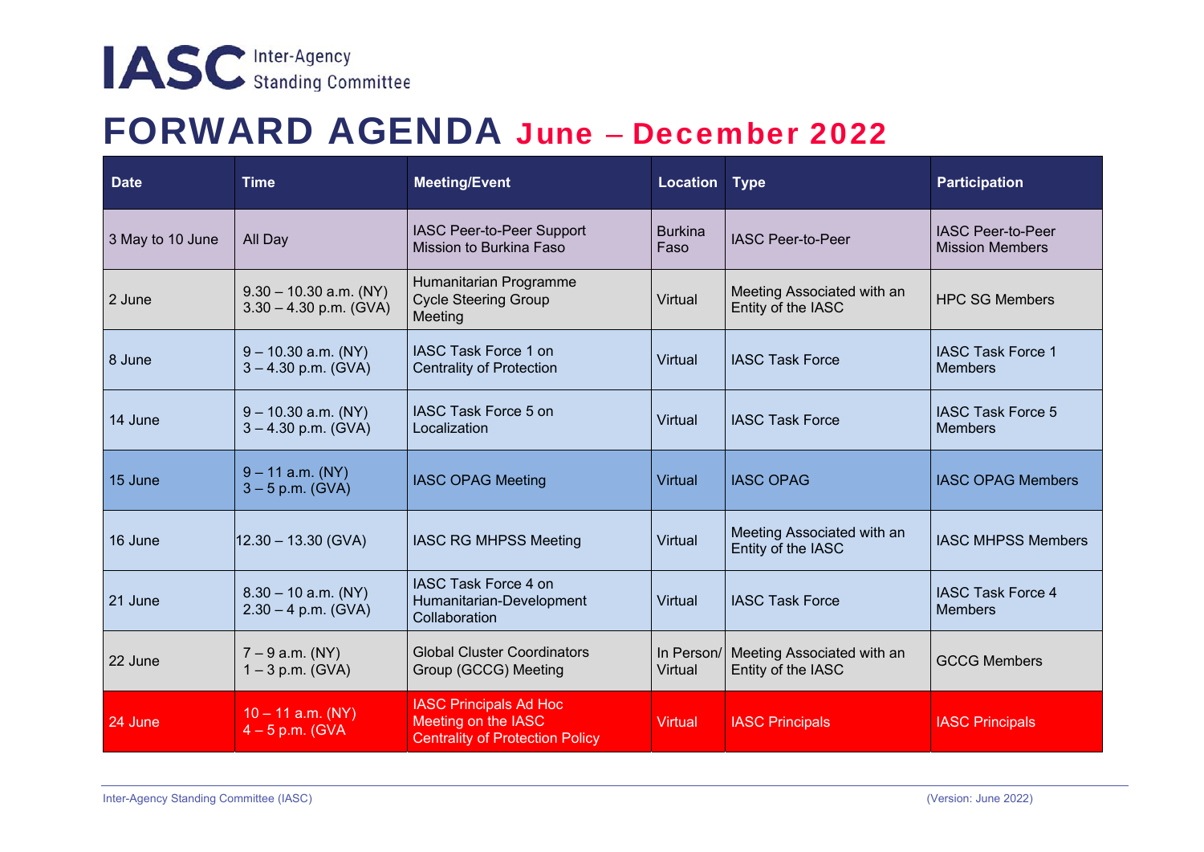IASC Inter-Agency Standing Committee

# FORWARD AGENDA June – December 2022

| Date | Time | Meeting/Event | Location | Type | Participation |
|---|---|---|---|---|---|
| 3 May to 10 June | All Day | IASC Peer-to-Peer Support Mission to Burkina Faso | Burkina Faso | IASC Peer-to-Peer | IASC Peer-to-Peer Mission Members |
| 2 June | 9.30 – 10.30 a.m. (NY) 3.30 – 4.30 p.m. (GVA) | Humanitarian Programme Cycle Steering Group Meeting | Virtual | Meeting Associated with an Entity of the IASC | HPC SG Members |
| 8 June | 9 – 10.30 a.m. (NY) 3 – 4.30 p.m. (GVA) | IASC Task Force 1 on Centrality of Protection | Virtual | IASC Task Force | IASC Task Force 1 Members |
| 14 June | 9 – 10.30 a.m. (NY) 3 – 4.30 p.m. (GVA) | IASC Task Force 5 on Localization | Virtual | IASC Task Force | IASC Task Force 5 Members |
| 15 June | 9 – 11 a.m. (NY) 3 – 5 p.m. (GVA) | IASC OPAG Meeting | Virtual | IASC OPAG | IASC OPAG Members |
| 16 June | 12.30 – 13.30 (GVA) | IASC RG MHPSS Meeting | Virtual | Meeting Associated with an Entity of the IASC | IASC MHPSS Members |
| 21 June | 8.30 – 10 a.m. (NY) 2.30 – 4 p.m. (GVA) | IASC Task Force 4 on Humanitarian-Development Collaboration | Virtual | IASC Task Force | IASC Task Force 4 Members |
| 22 June | 7 – 9 a.m. (NY) 1 – 3 p.m. (GVA) | Global Cluster Coordinators Group (GCCG) Meeting | In Person/ Virtual | Meeting Associated with an Entity of the IASC | GCCG Members |
| 24 June | 10 – 11 a.m. (NY) 4 – 5 p.m. (GVA | IASC Principals Ad Hoc Meeting on the IASC Centrality of Protection Policy | Virtual | IASC Principals | IASC Principals |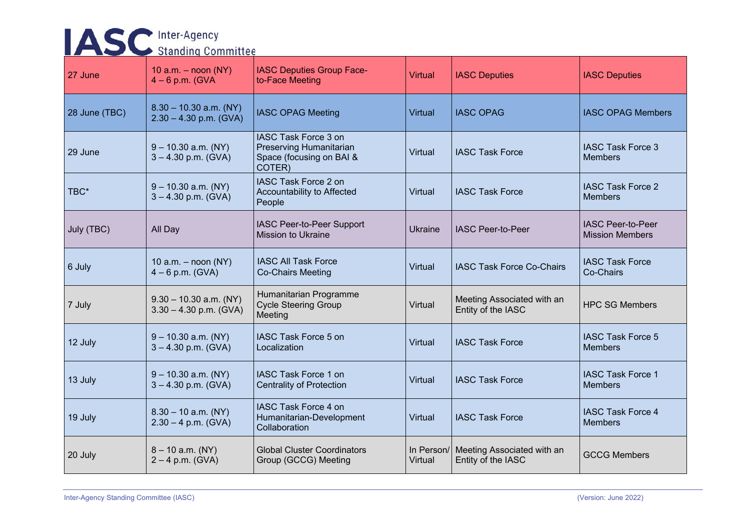| 27 June | 10 a.m. – noon (NY) 4 – 6 p.m. (GVA | IASC Deputies Group Face-to-Face Meeting | Virtual | IASC Deputies | IASC Deputies |
|---|---|---|---|---|---|
| 28 June (TBC) | 8.30 – 10.30 a.m. (NY) 2.30 – 4.30 p.m. (GVA) | IASC OPAG Meeting | Virtual | IASC OPAG | IASC OPAG Members |
| 29 June | 9 – 10.30 a.m. (NY) 3 – 4.30 p.m. (GVA) | IASC Task Force 3 on Preserving Humanitarian Space (focusing on BAI & COTER) | Virtual | IASC Task Force | IASC Task Force 3 Members |
| TBC* | 9 – 10.30 a.m. (NY) 3 – 4.30 p.m. (GVA) | IASC Task Force 2 on Accountability to Affected People | Virtual | IASC Task Force | IASC Task Force 2 Members |
| July (TBC) | All Day | IASC Peer-to-Peer Support Mission to Ukraine | Ukraine | IASC Peer-to-Peer | IASC Peer-to-Peer Mission Members |
| 6 July | 10 a.m. – noon (NY) 4 – 6 p.m. (GVA) | IASC All Task Force Co-Chairs Meeting | Virtual | IASC Task Force Co-Chairs | IASC Task Force Co-Chairs |
| 7 July | 9.30 – 10.30 a.m. (NY) 3.30 – 4.30 p.m. (GVA) | Humanitarian Programme Cycle Steering Group Meeting | Virtual | Meeting Associated with an Entity of the IASC | HPC SG Members |
| 12 July | 9 – 10.30 a.m. (NY) 3 – 4.30 p.m. (GVA) | IASC Task Force 5 on Localization | Virtual | IASC Task Force | IASC Task Force 5 Members |
| 13 July | 9 – 10.30 a.m. (NY) 3 – 4.30 p.m. (GVA) | IASC Task Force 1 on Centrality of Protection | Virtual | IASC Task Force | IASC Task Force 1 Members |
| 19 July | 8.30 – 10 a.m. (NY) 2.30 – 4 p.m. (GVA) | IASC Task Force 4 on Humanitarian-Development Collaboration | Virtual | IASC Task Force | IASC Task Force 4 Members |
| 20 July | 8 – 10 a.m. (NY) 2 – 4 p.m. (GVA) | Global Cluster Coordinators Group (GCCG) Meeting | In Person/ Virtual | Meeting Associated with an Entity of the IASC | GCCG Members |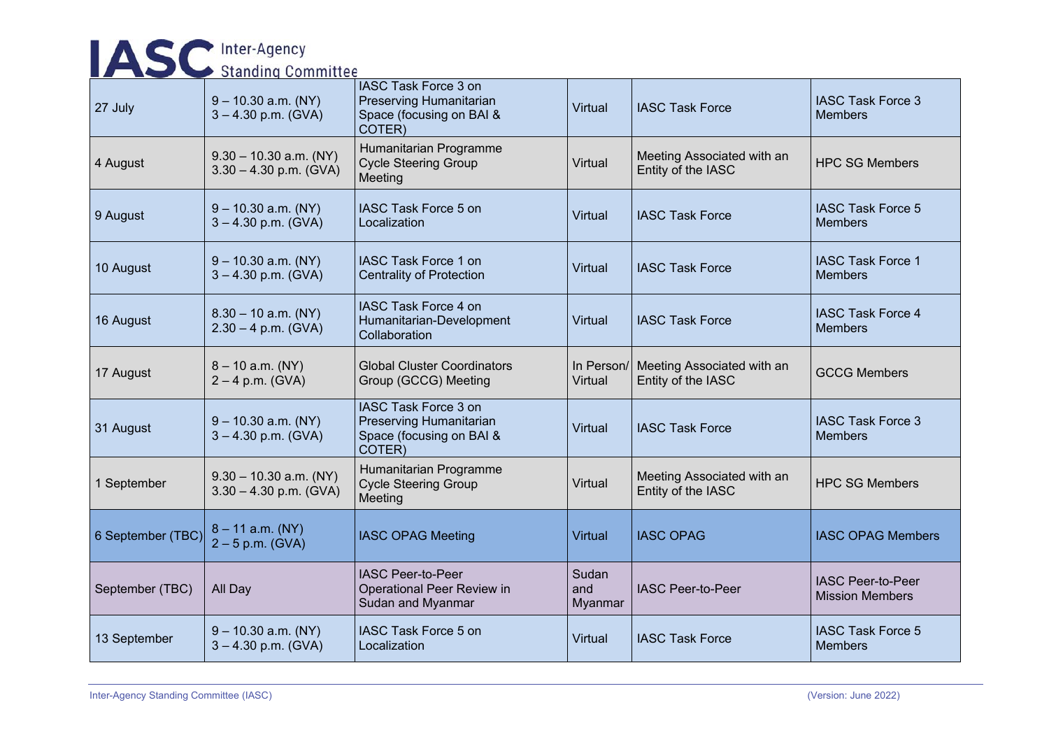| 27 July | 9 – 10.30 a.m. (NY) 3 – 4.30 p.m. (GVA) | IASC Task Force 3 on Preserving Humanitarian Space (focusing on BAI & COTER) | Virtual | IASC Task Force | IASC Task Force 3 Members |
|---|---|---|---|---|---|
| 4 August | 9.30 – 10.30 a.m. (NY) 3.30 – 4.30 p.m. (GVA) | Humanitarian Programme Cycle Steering Group Meeting | Virtual | Meeting Associated with an Entity of the IASC | HPC SG Members |
| 9 August | 9 – 10.30 a.m. (NY) 3 – 4.30 p.m. (GVA) | IASC Task Force 5 on Localization | Virtual | IASC Task Force | IASC Task Force 5 Members |
| 10 August | 9 – 10.30 a.m. (NY) 3 – 4.30 p.m. (GVA) | IASC Task Force 1 on Centrality of Protection | Virtual | IASC Task Force | IASC Task Force 1 Members |
| 16 August | 8.30 – 10 a.m. (NY) 2.30 – 4 p.m. (GVA) | IASC Task Force 4 on Humanitarian-Development Collaboration | Virtual | IASC Task Force | IASC Task Force 4 Members |
| 17 August | 8 – 10 a.m. (NY) 2 – 4 p.m. (GVA) | Global Cluster Coordinators Group (GCCG) Meeting | In Person/ Virtual | Meeting Associated with an Entity of the IASC | GCCG Members |
| 31 August | 9 – 10.30 a.m. (NY) 3 – 4.30 p.m. (GVA) | IASC Task Force 3 on Preserving Humanitarian Space (focusing on BAI & COTER) | Virtual | IASC Task Force | IASC Task Force 3 Members |
| 1 September | 9.30 – 10.30 a.m. (NY) 3.30 – 4.30 p.m. (GVA) | Humanitarian Programme Cycle Steering Group Meeting | Virtual | Meeting Associated with an Entity of the IASC | HPC SG Members |
| 6 September (TBC) | 8 – 11 a.m. (NY) 2 – 5 p.m. (GVA) | IASC OPAG Meeting | Virtual | IASC OPAG | IASC OPAG Members |
| September (TBC) | All Day | IASC Peer-to-Peer Operational Peer Review in Sudan and Myanmar | Sudan and Myanmar | IASC Peer-to-Peer | IASC Peer-to-Peer Mission Members |
| 13 September | 9 – 10.30 a.m. (NY) 3 – 4.30 p.m. (GVA) | IASC Task Force 5 on Localization | Virtual | IASC Task Force | IASC Task Force 5 Members |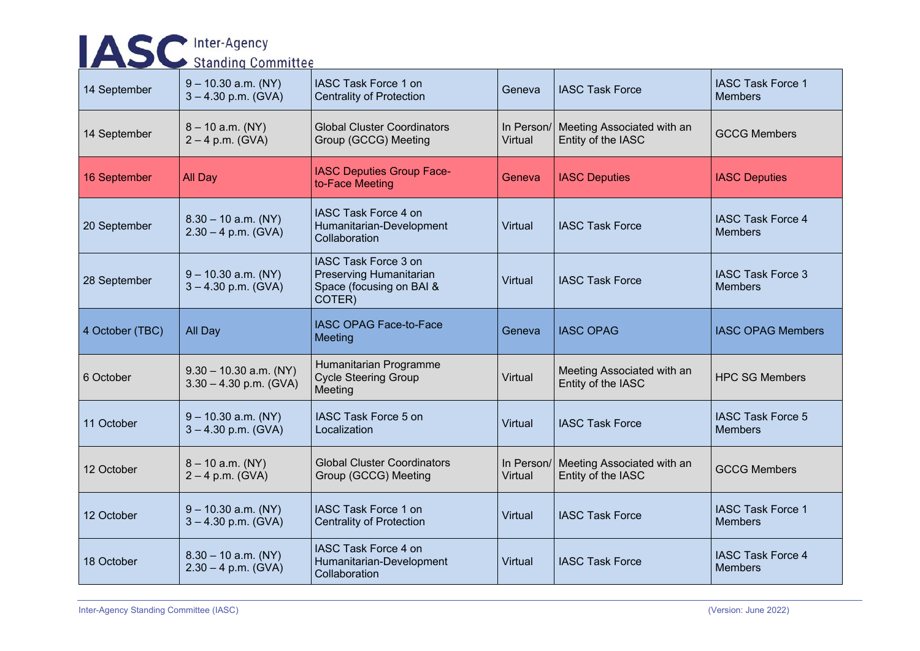| 14 September | 9 – 10.30 a.m. (NY) 3 – 4.30 p.m. (GVA) | IASC Task Force 1 on Centrality of Protection | Geneva | IASC Task Force | IASC Task Force 1 Members |
|---|---|---|---|---|---|
| 14 September | 8 – 10 a.m. (NY) 2 – 4 p.m. (GVA) | Global Cluster Coordinators Group (GCCG) Meeting | In Person/ Virtual | Meeting Associated with an Entity of the IASC | GCCG Members |
| 16 September | All Day | IASC Deputies Group Face-to-Face Meeting | Geneva | IASC Deputies | IASC Deputies |
| 20 September | 8.30 – 10 a.m. (NY) 2.30 – 4 p.m. (GVA) | IASC Task Force 4 on Humanitarian-Development Collaboration | Virtual | IASC Task Force | IASC Task Force 4 Members |
| 28 September | 9 – 10.30 a.m. (NY) 3 – 4.30 p.m. (GVA) | IASC Task Force 3 on Preserving Humanitarian Space (focusing on BAI & COTER) | Virtual | IASC Task Force | IASC Task Force 3 Members |
| 4 October (TBC) | All Day | IASC OPAG Face-to-Face Meeting | Geneva | IASC OPAG | IASC OPAG Members |
| 6 October | 9.30 – 10.30 a.m. (NY) 3.30 – 4.30 p.m. (GVA) | Humanitarian Programme Cycle Steering Group Meeting | Virtual | Meeting Associated with an Entity of the IASC | HPC SG Members |
| 11 October | 9 – 10.30 a.m. (NY) 3 – 4.30 p.m. (GVA) | IASC Task Force 5 on Localization | Virtual | IASC Task Force | IASC Task Force 5 Members |
| 12 October | 8 – 10 a.m. (NY) 2 – 4 p.m. (GVA) | Global Cluster Coordinators Group (GCCG) Meeting | In Person/ Virtual | Meeting Associated with an Entity of the IASC | GCCG Members |
| 12 October | 9 – 10.30 a.m. (NY) 3 – 4.30 p.m. (GVA) | IASC Task Force 1 on Centrality of Protection | Virtual | IASC Task Force | IASC Task Force 1 Members |
| 18 October | 8.30 – 10 a.m. (NY) 2.30 – 4 p.m. (GVA) | IASC Task Force 4 on Humanitarian-Development Collaboration | Virtual | IASC Task Force | IASC Task Force 4 Members |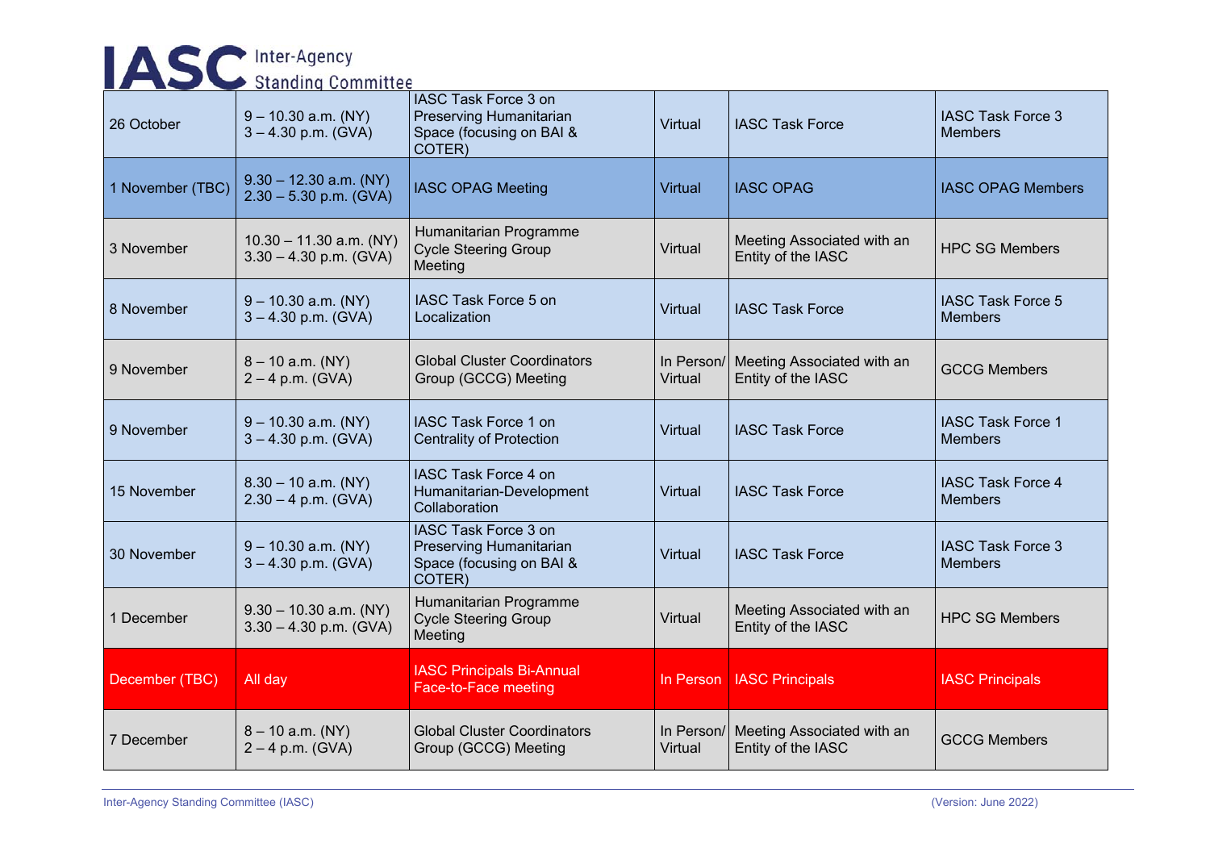| 26 October | 9 – 10.30 a.m. (NY)<br>3 – 4.30 p.m. (GVA) | IASC Task Force 3 on Preserving Humanitarian Space (focusing on BAI & COTER) | Virtual | IASC Task Force | IASC Task Force 3 Members |
|---|---|---|---|---|---|
| 1 November (TBC) | 9.30 – 12.30 a.m. (NY)<br>2.30 – 5.30 p.m. (GVA) | IASC OPAG Meeting | Virtual | IASC OPAG | IASC OPAG Members |
| 3 November | 10.30 – 11.30 a.m. (NY)<br>3.30 – 4.30 p.m. (GVA) | Humanitarian Programme Cycle Steering Group Meeting | Virtual | Meeting Associated with an Entity of the IASC | HPC SG Members |
| 8 November | 9 – 10.30 a.m. (NY)<br>3 – 4.30 p.m. (GVA) | IASC Task Force 5 on Localization | Virtual | IASC Task Force | IASC Task Force 5 Members |
| 9 November | 8 – 10 a.m. (NY)<br>2 – 4 p.m. (GVA) | Global Cluster Coordinators Group (GCCG) Meeting | In Person/ Virtual | Meeting Associated with an Entity of the IASC | GCCG Members |
| 9 November | 9 – 10.30 a.m. (NY)<br>3 – 4.30 p.m. (GVA) | IASC Task Force 1 on Centrality of Protection | Virtual | IASC Task Force | IASC Task Force 1 Members |
| 15 November | 8.30 – 10 a.m. (NY)<br>2.30 – 4 p.m. (GVA) | IASC Task Force 4 on Humanitarian-Development Collaboration | Virtual | IASC Task Force | IASC Task Force 4 Members |
| 30 November | 9 – 10.30 a.m. (NY)<br>3 – 4.30 p.m. (GVA) | IASC Task Force 3 on Preserving Humanitarian Space (focusing on BAI & COTER) | Virtual | IASC Task Force | IASC Task Force 3 Members |
| 1 December | 9.30 – 10.30 a.m. (NY)<br>3.30 – 4.30 p.m. (GVA) | Humanitarian Programme Cycle Steering Group Meeting | Virtual | Meeting Associated with an Entity of the IASC | HPC SG Members |
| December (TBC) | All day | IASC Principals Bi-Annual Face-to-Face meeting | In Person | IASC Principals | IASC Principals |
| 7 December | 8 – 10 a.m. (NY)<br>2 – 4 p.m. (GVA) | Global Cluster Coordinators Group (GCCG) Meeting | In Person/ Virtual | Meeting Associated with an Entity of the IASC | GCCG Members |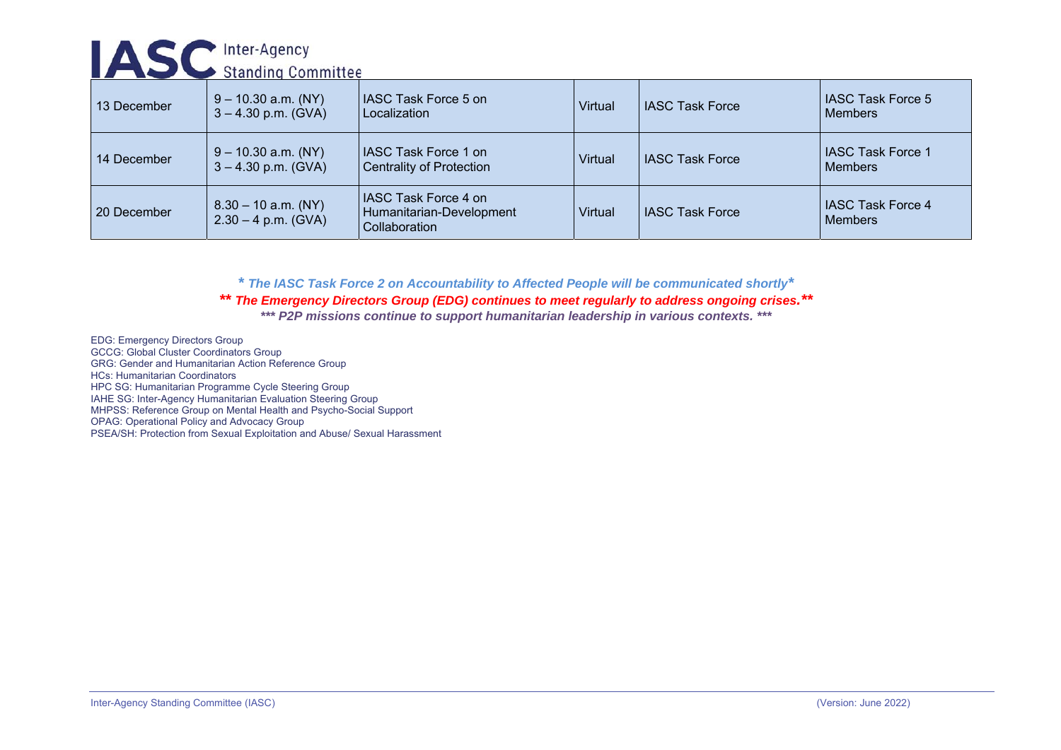| | | | | | |
|---|---|---|---|---|---|
| 13 December | 9 – 10.30 a.m. (NY)<br>3 – 4.30 p.m. (GVA) | IASC Task Force 5 on Localization | Virtual | IASC Task Force | IASC Task Force 5 Members |
| 14 December | 9 – 10.30 a.m. (NY)<br>3 – 4.30 p.m. (GVA) | IASC Task Force 1 on Centrality of Protection | Virtual | IASC Task Force | IASC Task Force 1 Members |
| 20 December | 8.30 – 10 a.m. (NY)<br>2.30 – 4 p.m. (GVA) | IASC Task Force 4 on Humanitarian-Development Collaboration | Virtual | IASC Task Force | IASC Task Force 4 Members |

***\* The IASC Task Force 2 on Accountability to Affected People will be communicated shortly\****

***\*\* The Emergency Directors Group (EDG) continues to meet regularly to address ongoing crises.\*\****

***\*\*\* P2P missions continue to support humanitarian leadership in various contexts. \*\*\****

EDG: Emergency Directors Group
GCCG: Global Cluster Coordinators Group
GRG: Gender and Humanitarian Action Reference Group
HCs: Humanitarian Coordinators
HPC SG: Humanitarian Programme Cycle Steering Group
IAHE SG: Inter-Agency Humanitarian Evaluation Steering Group
MHPSS: Reference Group on Mental Health and Psycho-Social Support
OPAG: Operational Policy and Advocacy Group
PSEA/SH: Protection from Sexual Exploitation and Abuse/ Sexual Harassment